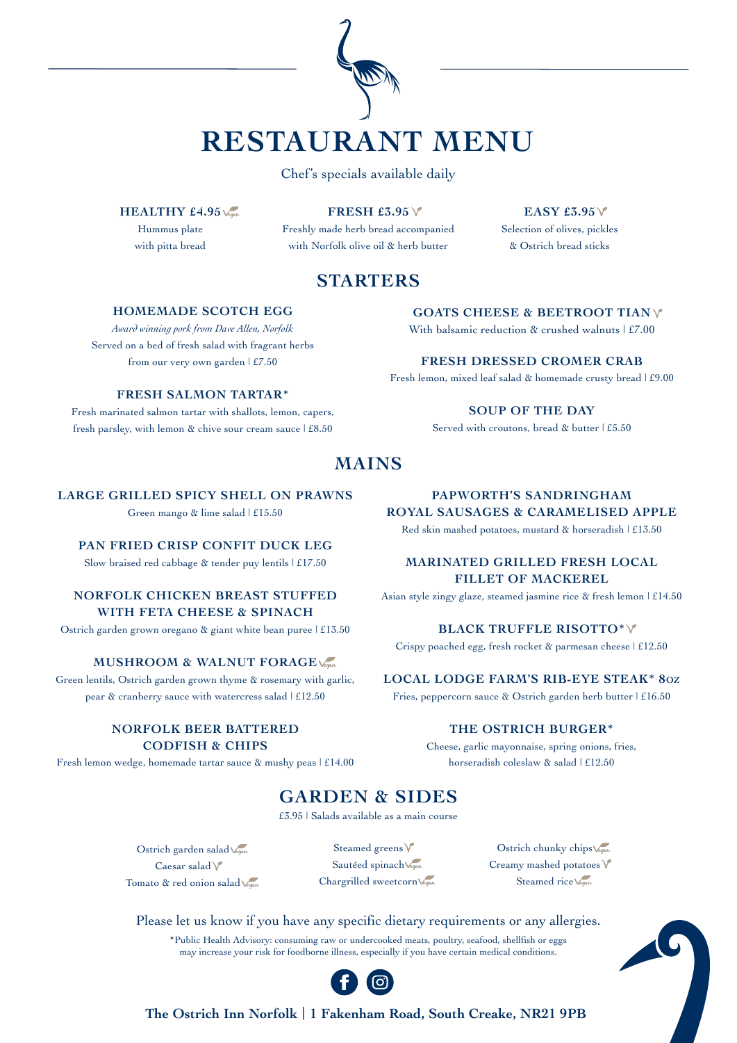# RESTAURANT MENU

Chef's specials available daily

**HEALTHY £4.95** Vegan
Hummus plate
with pitta bread

**FRESH £3.95** V
Freshly made herb bread accompanied
with Norfolk olive oil & herb butter

**EASY £3.95** V
Selection of olives, pickles
& Ostrich bread sticks

## STARTERS

### HOMEMADE SCOTCH EGG

*Award winning pork from Dave Allen, Norfolk*
Served on a bed of fresh salad with fragrant herbs
from our very own garden | £7.50

### FRESH SALMON TARTAR*

Fresh marinated salmon tartar with shallots, lemon, capers,
fresh parsley, with lemon & chive sour cream sauce | £8.50

### GOATS CHEESE & BEETROOT TIAN V

With balsamic reduction & crushed walnuts | £7.00

### FRESH DRESSED CROMER CRAB

Fresh lemon, mixed leaf salad & homemade crusty bread | £9.00

### SOUP OF THE DAY

Served with croutons, bread & butter | £5.50

## MAINS

### LARGE GRILLED SPICY SHELL ON PRAWNS

Green mango & lime salad | £15.50

### PAN FRIED CRISP CONFIT DUCK LEG

Slow braised red cabbage & tender puy lentils | £17.50

### NORFOLK CHICKEN BREAST STUFFED WITH FETA CHEESE & SPINACH

Ostrich garden grown oregano & giant white bean puree | £13.50

### MUSHROOM & WALNUT FORAGE Vegan

Green lentils, Ostrich garden grown thyme & rosemary with garlic,
pear & cranberry sauce with watercress salad | £12.50

### NORFOLK BEER BATTERED CODFISH & CHIPS

Fresh lemon wedge, homemade tartar sauce & mushy peas | £14.00

### PAPWORTH'S SANDRINGHAM ROYAL SAUSAGES & CARAMELISED APPLE

Red skin mashed potatoes, mustard & horseradish | £13.50

### MARINATED GRILLED FRESH LOCAL FILLET OF MACKEREL

Asian style zingy glaze, steamed jasmine rice & fresh lemon | £14.50

### BLACK TRUFFLE RISOTTO* V

Crispy poached egg, fresh rocket & parmesan cheese | £12.50

### LOCAL LODGE FARM'S RIB-EYE STEAK* 8oz

Fries, peppercorn sauce & Ostrich garden herb butter | £16.50

### THE OSTRICH BURGER*

Cheese, garlic mayonnaise, spring onions, fries,
horseradish coleslaw & salad | £12.50

## GARDEN & SIDES

£3.95 | Salads available as a main course

Ostrich garden salad Vegan
Caesar salad V
Tomato & red onion salad Vegan

Steamed greens V
Sautéed spinach Vegan
Chargrilled sweetcorn Vegan

Ostrich chunky chips Vegan
Creamy mashed potatoes V
Steamed rice Vegan

Please let us know if you have any specific dietary requirements or any allergies.

*Public Health Advisory: consuming raw or undercooked meats, poultry, seafood, shellfish or eggs may increase your risk for foodborne illness, especially if you have certain medical conditions.

**The Ostrich Inn Norfolk | 1 Fakenham Road, South Creake, NR21 9PB**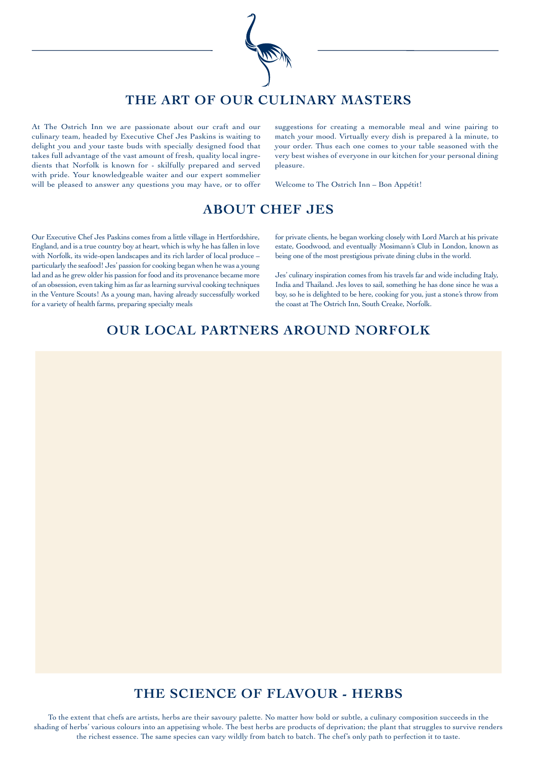# THE ART OF OUR CULINARY MASTERS

At The Ostrich Inn we are passionate about our craft and our culinary team, headed by Executive Chef Jes Paskins is waiting to delight you and your taste buds with specially designed food that takes full advantage of the vast amount of fresh, quality local ingredients that Norfolk is known for - skilfully prepared and served with pride. Your knowledgeable waiter and our expert sommelier will be pleased to answer any questions you may have, or to offer suggestions for creating a memorable meal and wine pairing to match your mood. Virtually every dish is prepared à la minute, to your order. Thus each one comes to your table seasoned with the very best wishes of everyone in our kitchen for your personal dining pleasure.

Welcome to The Ostrich Inn – Bon Appétit!

# ABOUT CHEF JES

Our Executive Chef Jes Paskins comes from a little village in Hertfordshire, England, and is a true country boy at heart, which is why he has fallen in love with Norfolk, its wide-open landscapes and its rich larder of local produce – particularly the seafood! Jes' passion for cooking began when he was a young lad and as he grew older his passion for food and its provenance became more of an obsession, even taking him as far as learning survival cooking techniques in the Venture Scouts! As a young man, having already successfully worked for a variety of health farms, preparing specialty meals for private clients, he began working closely with Lord March at his private estate, Goodwood, and eventually Mosimann's Club in London, known as being one of the most prestigious private dining clubs in the world.

Jes' culinary inspiration comes from his travels far and wide including Italy, India and Thailand. Jes loves to sail, something he has done since he was a boy, so he is delighted to be here, cooking for you, just a stone's throw from the coast at The Ostrich Inn, South Creake, Norfolk.

# OUR LOCAL PARTNERS AROUND NORFOLK

# THE SCIENCE OF FLAVOUR - HERBS

To the extent that chefs are artists, herbs are their savoury palette. No matter how bold or subtle, a culinary composition succeeds in the shading of herbs' various colours into an appetising whole. The best herbs are products of deprivation; the plant that struggles to survive renders the richest essence. The same species can vary wildly from batch to batch. The chef's only path to perfection it to taste.